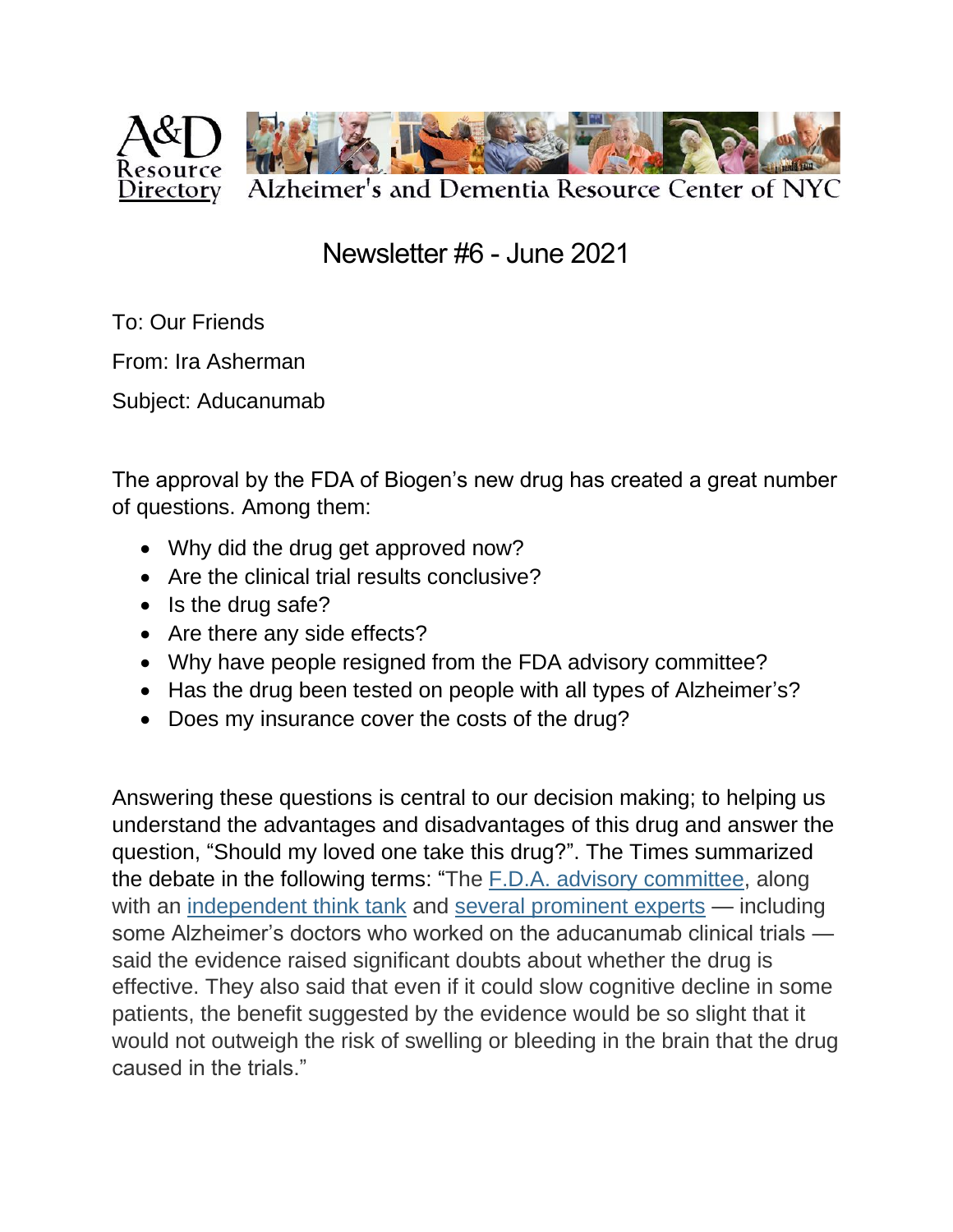A&D Resource Directory — Alzheimer's and Dementia Resource Center of NYC

# Newsletter #6 - June 2021

To: Our Friends

From: Ira Asherman

Subject: Aducanumab

The approval by the FDA of Biogen's new drug has created a great number of questions. Among them:

- Why did the drug get approved now?
- Are the clinical trial results conclusive?
- Is the drug safe?
- Are there any side effects?
- Why have people resigned from the FDA advisory committee?
- Has the drug been tested on people with all types of Alzheimer's?
- Does my insurance cover the costs of the drug?

Answering these questions is central to our decision making; to helping us understand the advantages and disadvantages of this drug and answer the question, "Should my loved one take this drug?". The Times summarized the debate in the following terms: "The F.D.A. advisory committee, along with an independent think tank and several prominent experts — including some Alzheimer's doctors who worked on the aducanumab clinical trials — said the evidence raised significant doubts about whether the drug is effective. They also said that even if it could slow cognitive decline in some patients, the benefit suggested by the evidence would be so slight that it would not outweigh the risk of swelling or bleeding in the brain that the drug caused in the trials."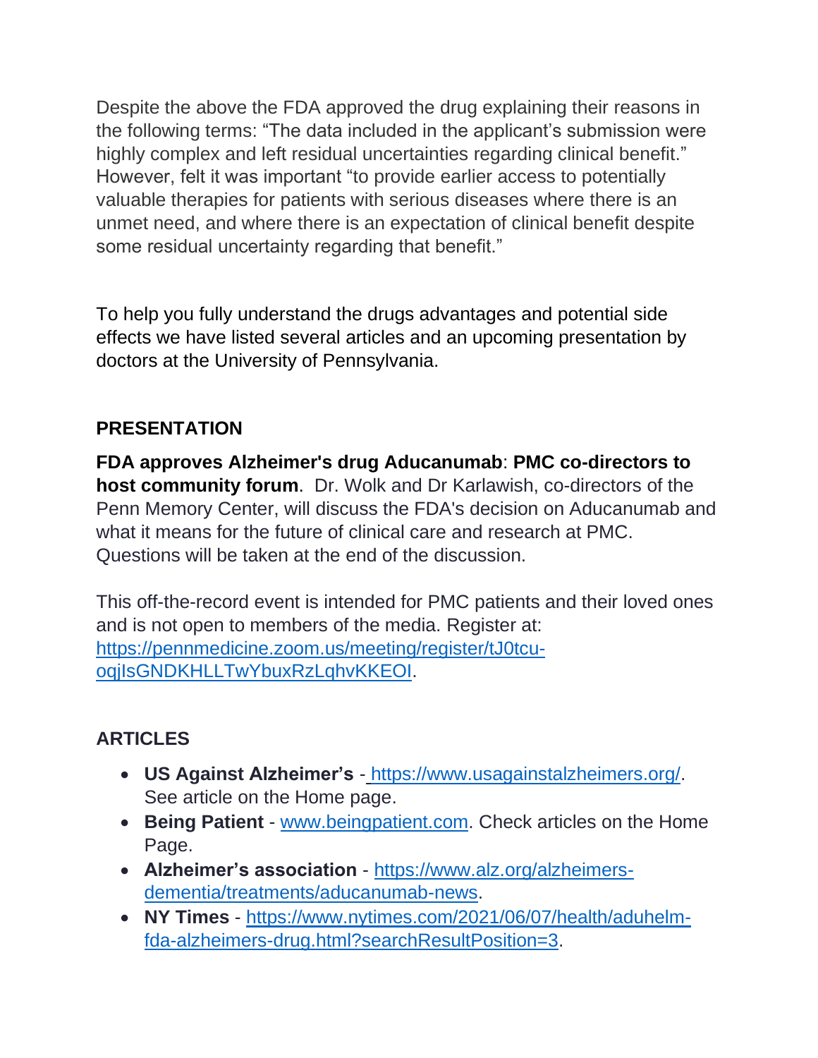Despite the above the FDA approved the drug explaining their reasons in the following terms: "The data included in the applicant's submission were highly complex and left residual uncertainties regarding clinical benefit." However, felt it was important "to provide earlier access to potentially valuable therapies for patients with serious diseases where there is an unmet need, and where there is an expectation of clinical benefit despite some residual uncertainty regarding that benefit."

To help you fully understand the drugs advantages and potential side effects we have listed several articles and an upcoming presentation by doctors at the University of Pennsylvania.

**PRESENTATION**

**FDA approves Alzheimer's drug Aducanumab**: **PMC co-directors to host community forum**. Dr. Wolk and Dr Karlawish, co-directors of the Penn Memory Center, will discuss the FDA's decision on Aducanumab and what it means for the future of clinical care and research at PMC. Questions will be taken at the end of the discussion.

This off-the-record event is intended for PMC patients and their loved ones and is not open to members of the media. Register at: [https://pennmedicine.zoom.us/meeting/register/tJ0tcu-oqjIsGNDKHLLTwYbuxRzLqhvKKEOI](https://pennmedicine.zoom.us/meeting/register/tJ0tcu-oqjIsGNDKHLLTwYbuxRzLqhvKKEOI).

**ARTICLES**

- **US Against Alzheimer's** - [https://www.usagainstalzheimers.org/](https://www.usagainstalzheimers.org/). See article on the Home page.
- **Being Patient** - [www.beingpatient.com](www.beingpatient.com). Check articles on the Home Page.
- **Alzheimer's association** - [https://www.alz.org/alzheimers-dementia/treatments/aducanumab-news](https://www.alz.org/alzheimers-dementia/treatments/aducanumab-news).
- **NY Times** - [https://www.nytimes.com/2021/06/07/health/aduhelm-fda-alzheimers-drug.html?searchResultPosition=3](https://www.nytimes.com/2021/06/07/health/aduhelm-fda-alzheimers-drug.html?searchResultPosition=3).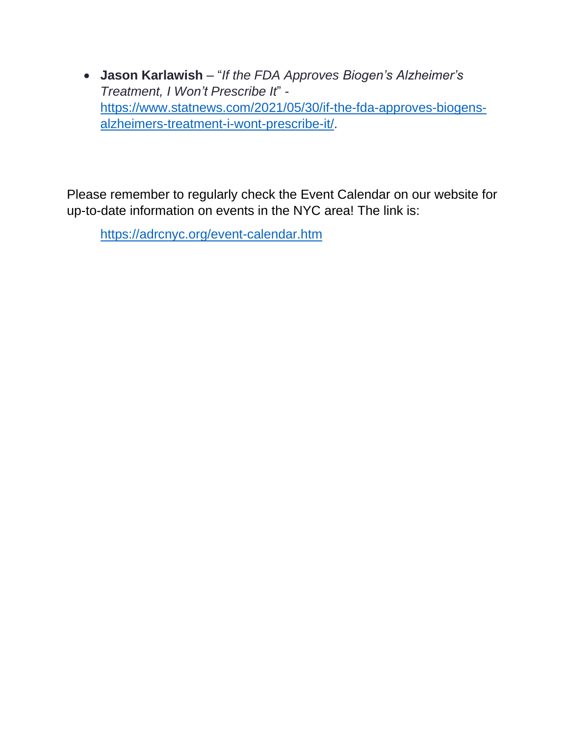- **Jason Karlawish** – "*If the FDA Approves Biogen's Alzheimer's Treatment, I Won't Prescribe It*" - https://www.statnews.com/2021/05/30/if-the-fda-approves-biogens-alzheimers-treatment-i-wont-prescribe-it/.

Please remember to regularly check the Event Calendar on our website for up-to-date information on events in the NYC area! The link is:

https://adrcnyc.org/event-calendar.htm